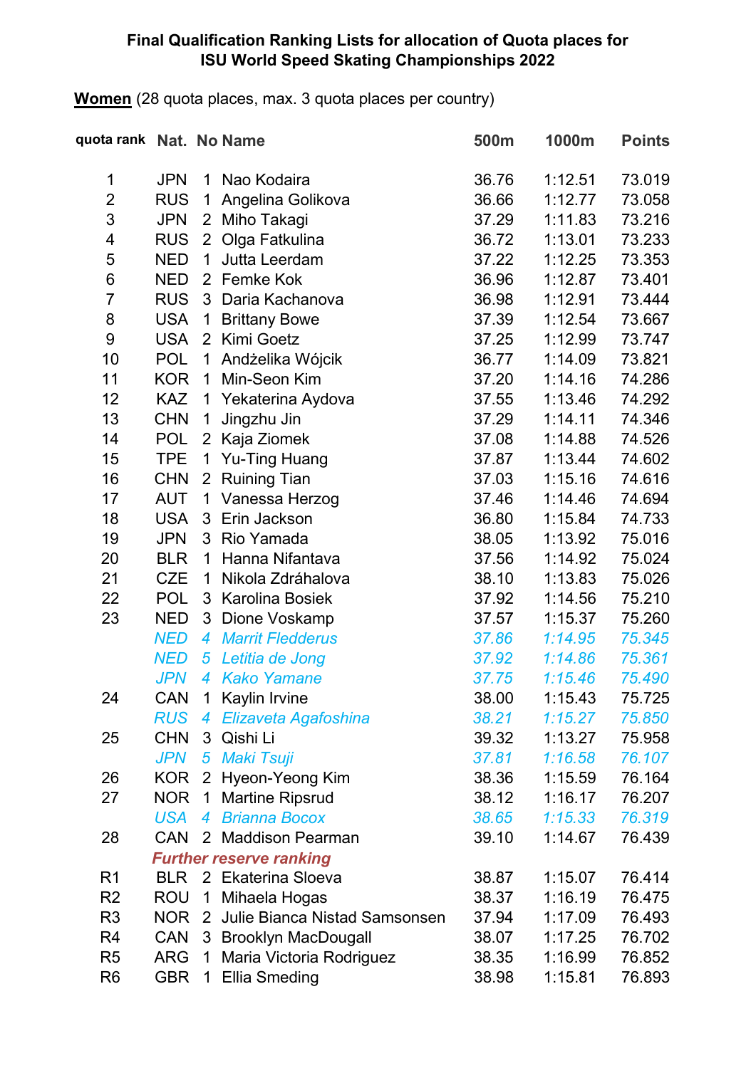**Final Qualification Ranking Lists for allocation of Quota places for ISU World Speed Skating Championships 2022**

**Women** (28 quota places, max. 3 quota places per country)

| quota rank | Nat. | No | Name | 500m | 1000m | Points |
|---|---|---|---|---|---|---|
| 1 | JPN | 1 | Nao Kodaira | 36.76 | 1:12.51 | 73.019 |
| 2 | RUS | 1 | Angelina Golikova | 36.66 | 1:12.77 | 73.058 |
| 3 | JPN | 2 | Miho Takagi | 37.29 | 1:11.83 | 73.216 |
| 4 | RUS | 2 | Olga Fatkulina | 36.72 | 1:13.01 | 73.233 |
| 5 | NED | 1 | Jutta Leerdam | 37.22 | 1:12.25 | 73.353 |
| 6 | NED | 2 | Femke Kok | 36.96 | 1:12.87 | 73.401 |
| 7 | RUS | 3 | Daria Kachanova | 36.98 | 1:12.91 | 73.444 |
| 8 | USA | 1 | Brittany Bowe | 37.39 | 1:12.54 | 73.667 |
| 9 | USA | 2 | Kimi Goetz | 37.25 | 1:12.99 | 73.747 |
| 10 | POL | 1 | Andżelika Wójcik | 36.77 | 1:14.09 | 73.821 |
| 11 | KOR | 1 | Min-Seon Kim | 37.20 | 1:14.16 | 74.286 |
| 12 | KAZ | 1 | Yekaterina Aydova | 37.55 | 1:13.46 | 74.292 |
| 13 | CHN | 1 | Jingzhu Jin | 37.29 | 1:14.11 | 74.346 |
| 14 | POL | 2 | Kaja Ziomek | 37.08 | 1:14.88 | 74.526 |
| 15 | TPE | 1 | Yu-Ting Huang | 37.87 | 1:13.44 | 74.602 |
| 16 | CHN | 2 | Ruining Tian | 37.03 | 1:15.16 | 74.616 |
| 17 | AUT | 1 | Vanessa Herzog | 37.46 | 1:14.46 | 74.694 |
| 18 | USA | 3 | Erin Jackson | 36.80 | 1:15.84 | 74.733 |
| 19 | JPN | 3 | Rio Yamada | 38.05 | 1:13.92 | 75.016 |
| 20 | BLR | 1 | Hanna Nifantava | 37.56 | 1:14.92 | 75.024 |
| 21 | CZE | 1 | Nikola Zdráhalova | 38.10 | 1:13.83 | 75.026 |
| 22 | POL | 3 | Karolina Bosiek | 37.92 | 1:14.56 | 75.210 |
| 23 | NED | 3 | Dione Voskamp | 37.57 | 1:15.37 | 75.260 |
| | *NED* | *4* | *Marrit Fledderus* | *37.86* | *1:14.95* | *75.345* |
| | *NED* | *5* | *Letitia de Jong* | *37.92* | *1:14.86* | *75.361* |
| | *JPN* | *4* | *Kako Yamane* | *37.75* | *1:15.46* | *75.490* |
| 24 | CAN | 1 | Kaylin Irvine | 38.00 | 1:15.43 | 75.725 |
| | *RUS* | *4* | *Elizaveta Agafoshina* | *38.21* | *1:15.27* | *75.850* |
| 25 | CHN | 3 | Qishi Li | 39.32 | 1:13.27 | 75.958 |
| | *JPN* | *5* | *Maki Tsuji* | *37.81* | *1:16.58* | *76.107* |
| 26 | KOR | 2 | Hyeon-Yeong Kim | 38.36 | 1:15.59 | 76.164 |
| 27 | NOR | 1 | Martine Ripsrud | 38.12 | 1:16.17 | 76.207 |
| | *USA* | *4* | *Brianna Bocox* | *38.65* | *1:15.33* | *76.319* |
| 28 | CAN | 2 | Maddison Pearman | 39.10 | 1:14.67 | 76.439 |
| | ***Further reserve ranking*** | | | | | |
| R1 | BLR | 2 | Ekaterina Sloeva | 38.87 | 1:15.07 | 76.414 |
| R2 | ROU | 1 | Mihaela Hogas | 38.37 | 1:16.19 | 76.475 |
| R3 | NOR | 2 | Julie Bianca Nistad Samsonsen | 37.94 | 1:17.09 | 76.493 |
| R4 | CAN | 3 | Brooklyn MacDougall | 38.07 | 1:17.25 | 76.702 |
| R5 | ARG | 1 | Maria Victoria Rodriguez | 38.35 | 1:16.99 | 76.852 |
| R6 | GBR | 1 | Ellia Smeding | 38.98 | 1:15.81 | 76.893 |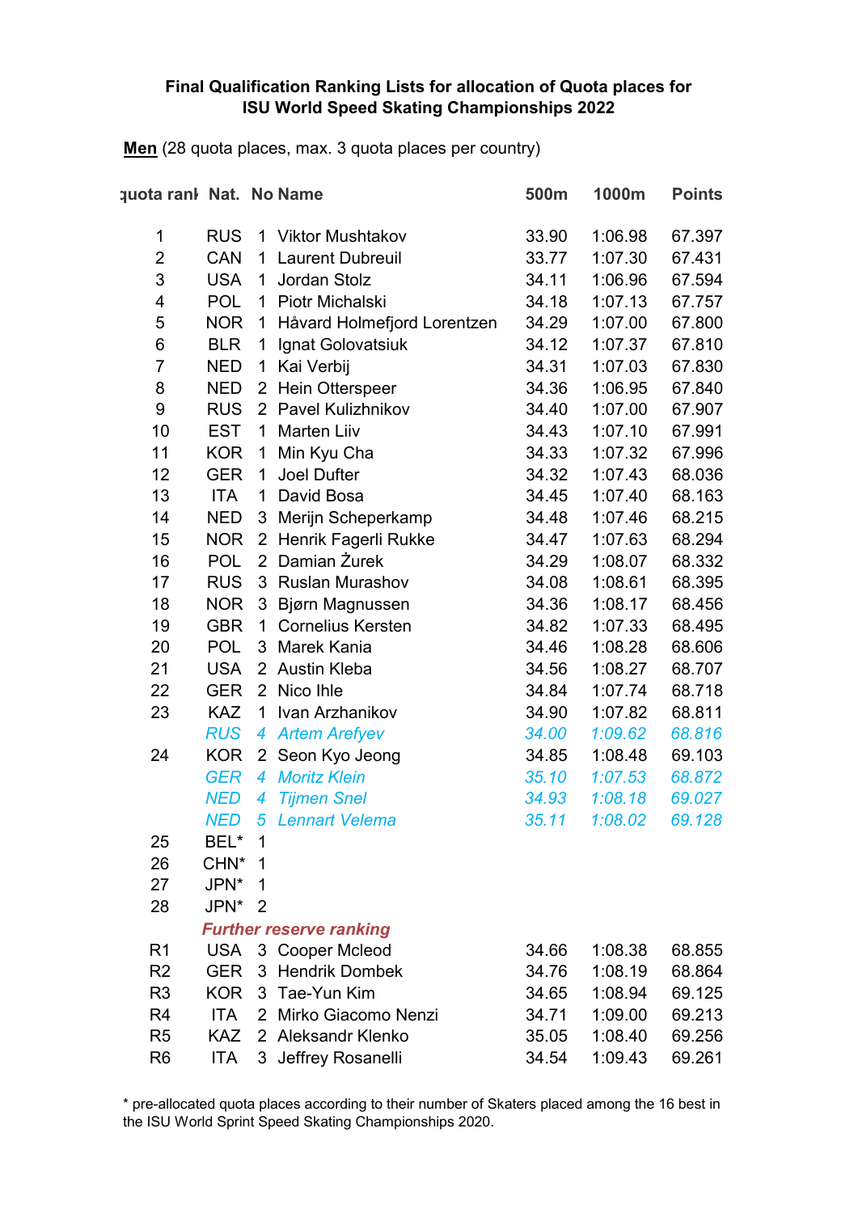**Final Qualification Ranking Lists for allocation of Quota places for ISU World Speed Skating Championships 2022**

**Men** (28 quota places, max. 3 quota places per country)

| quota rank | Nat. | No | Name | 500m | 1000m | Points |
|---|---|---|---|---|---|---|
| 1 | RUS | 1 | Viktor Mushtakov | 33.90 | 1:06.98 | 67.397 |
| 2 | CAN | 1 | Laurent Dubreuil | 33.77 | 1:07.30 | 67.431 |
| 3 | USA | 1 | Jordan Stolz | 34.11 | 1:06.96 | 67.594 |
| 4 | POL | 1 | Piotr Michalski | 34.18 | 1:07.13 | 67.757 |
| 5 | NOR | 1 | Håvard Holmefjord Lorentzen | 34.29 | 1:07.00 | 67.800 |
| 6 | BLR | 1 | Ignat Golovatsiuk | 34.12 | 1:07.37 | 67.810 |
| 7 | NED | 1 | Kai Verbij | 34.31 | 1:07.03 | 67.830 |
| 8 | NED | 2 | Hein Otterspeer | 34.36 | 1:06.95 | 67.840 |
| 9 | RUS | 2 | Pavel Kulizhnikov | 34.40 | 1:07.00 | 67.907 |
| 10 | EST | 1 | Marten Liiv | 34.43 | 1:07.10 | 67.991 |
| 11 | KOR | 1 | Min Kyu Cha | 34.33 | 1:07.32 | 67.996 |
| 12 | GER | 1 | Joel Dufter | 34.32 | 1:07.43 | 68.036 |
| 13 | ITA | 1 | David Bosa | 34.45 | 1:07.40 | 68.163 |
| 14 | NED | 3 | Merijn Scheperkamp | 34.48 | 1:07.46 | 68.215 |
| 15 | NOR | 2 | Henrik Fagerli Rukke | 34.47 | 1:07.63 | 68.294 |
| 16 | POL | 2 | Damian Żurek | 34.29 | 1:08.07 | 68.332 |
| 17 | RUS | 3 | Ruslan Murashov | 34.08 | 1:08.61 | 68.395 |
| 18 | NOR | 3 | Bjørn Magnussen | 34.36 | 1:08.17 | 68.456 |
| 19 | GBR | 1 | Cornelius Kersten | 34.82 | 1:07.33 | 68.495 |
| 20 | POL | 3 | Marek Kania | 34.46 | 1:08.28 | 68.606 |
| 21 | USA | 2 | Austin Kleba | 34.56 | 1:08.27 | 68.707 |
| 22 | GER | 2 | Nico Ihle | 34.84 | 1:07.74 | 68.718 |
| 23 | KAZ | 1 | Ivan Arzhanikov | 34.90 | 1:07.82 | 68.811 |
| | *RUS* | *4* | *Artem Arefyev* | *34.00* | *1:09.62* | *68.816* |
| 24 | KOR | 2 | Seon Kyo Jeong | 34.85 | 1:08.48 | 69.103 |
| | *GER* | *4* | *Moritz Klein* | *35.10* | *1:07.53* | *68.872* |
| | *NED* | *4* | *Tijmen Snel* | *34.93* | *1:08.18* | *69.027* |
| | *NED* | *5* | *Lennart Velema* | *35.11* | *1:08.02* | *69.128* |
| 25 | BEL* | 1 | | | | |
| 26 | CHN* | 1 | | | | |
| 27 | JPN* | 1 | | | | |
| 28 | JPN* | 2 | | | | |
| | ***Further reserve ranking*** | | | | | |
| R1 | USA | 3 | Cooper Mcleod | 34.66 | 1:08.38 | 68.855 |
| R2 | GER | 3 | Hendrik Dombek | 34.76 | 1:08.19 | 68.864 |
| R3 | KOR | 3 | Tae-Yun Kim | 34.65 | 1:08.94 | 69.125 |
| R4 | ITA | 2 | Mirko Giacomo Nenzi | 34.71 | 1:09.00 | 69.213 |
| R5 | KAZ | 2 | Aleksandr Klenko | 35.05 | 1:08.40 | 69.256 |
| R6 | ITA | 3 | Jeffrey Rosanelli | 34.54 | 1:09.43 | 69.261 |

\* pre-allocated quota places according to their number of Skaters placed among the 16 best in the ISU World Sprint Speed Skating Championships 2020.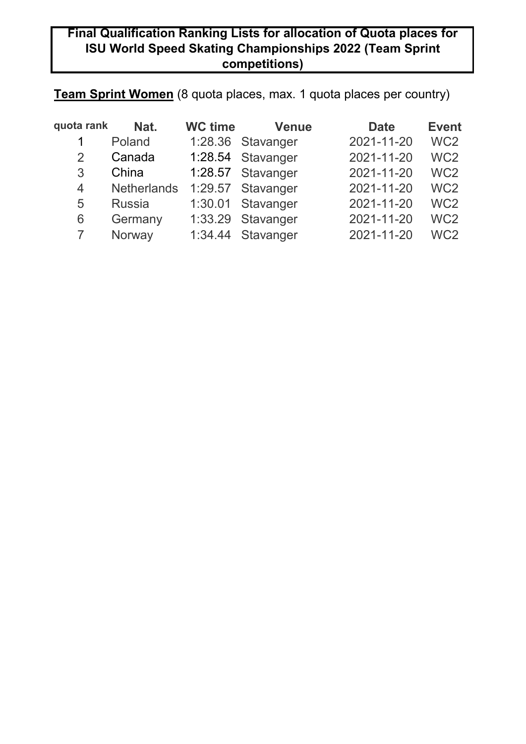**Final Qualification Ranking Lists for allocation of Quota places for ISU World Speed Skating Championships 2022 (Team Sprint competitions)**

**<u>Team Sprint Women</u>** (8 quota places, max. 1 quota places per country)

| quota rank | Nat. | WC time | Venue | Date | Event |
|---|---|---|---|---|---|
| 1 | Poland | 1:28.36 | Stavanger | 2021-11-20 | WC2 |
| 2 | Canada | 1:28.54 | Stavanger | 2021-11-20 | WC2 |
| 3 | China | 1:28.57 | Stavanger | 2021-11-20 | WC2 |
| 4 | Netherlands | 1:29.57 | Stavanger | 2021-11-20 | WC2 |
| 5 | Russia | 1:30.01 | Stavanger | 2021-11-20 | WC2 |
| 6 | Germany | 1:33.29 | Stavanger | 2021-11-20 | WC2 |
| 7 | Norway | 1:34.44 | Stavanger | 2021-11-20 | WC2 |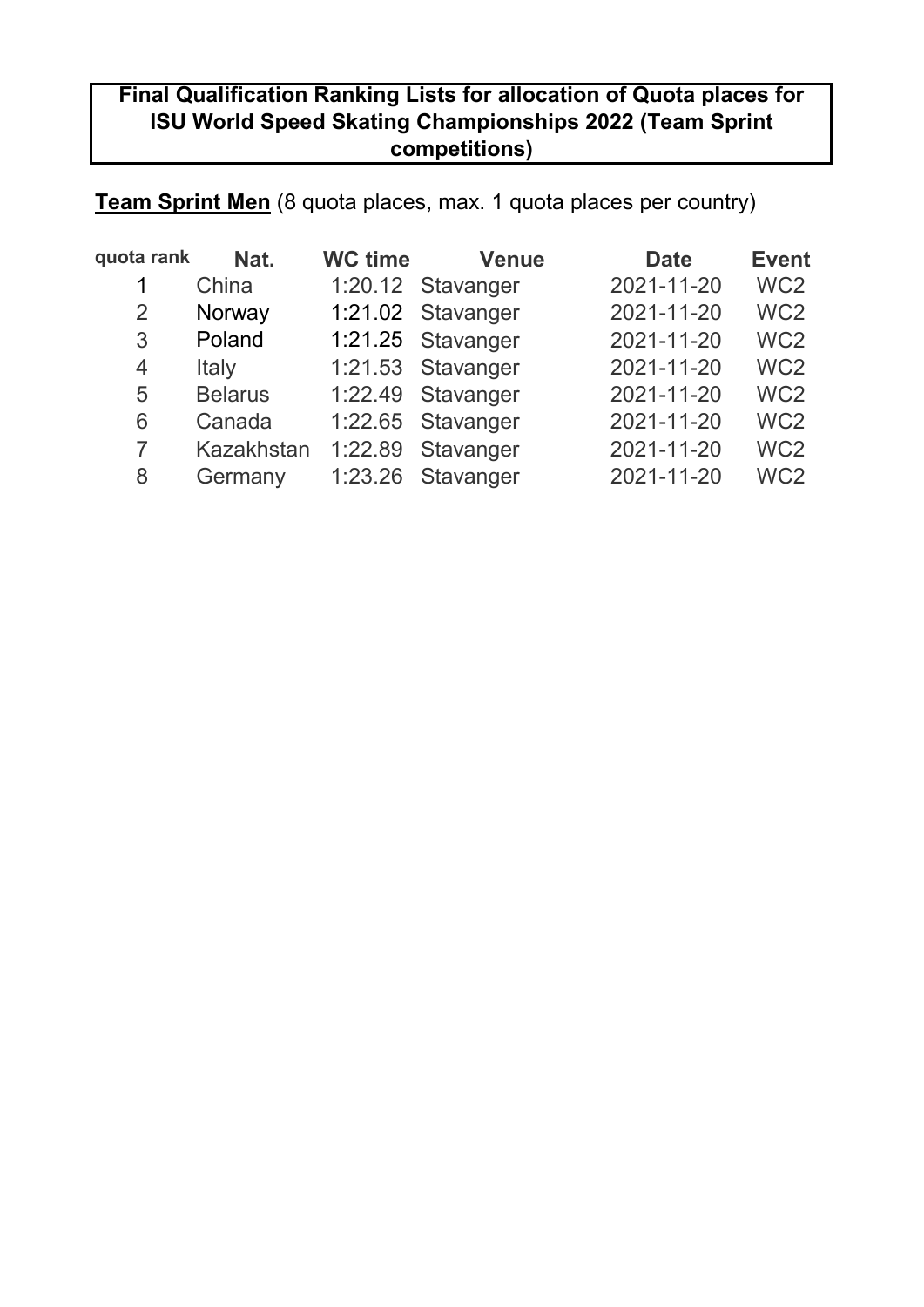**Final Qualification Ranking Lists for allocation of Quota places for ISU World Speed Skating Championships 2022 (Team Sprint competitions)**

**Team Sprint Men** (8 quota places, max. 1 quota places per country)

| quota rank | Nat. | WC time | Venue | Date | Event |
|---|---|---|---|---|---|
| 1 | China | 1:20.12 | Stavanger | 2021-11-20 | WC2 |
| 2 | Norway | 1:21.02 | Stavanger | 2021-11-20 | WC2 |
| 3 | Poland | 1:21.25 | Stavanger | 2021-11-20 | WC2 |
| 4 | Italy | 1:21.53 | Stavanger | 2021-11-20 | WC2 |
| 5 | Belarus | 1:22.49 | Stavanger | 2021-11-20 | WC2 |
| 6 | Canada | 1:22.65 | Stavanger | 2021-11-20 | WC2 |
| 7 | Kazakhstan | 1:22.89 | Stavanger | 2021-11-20 | WC2 |
| 8 | Germany | 1:23.26 | Stavanger | 2021-11-20 | WC2 |